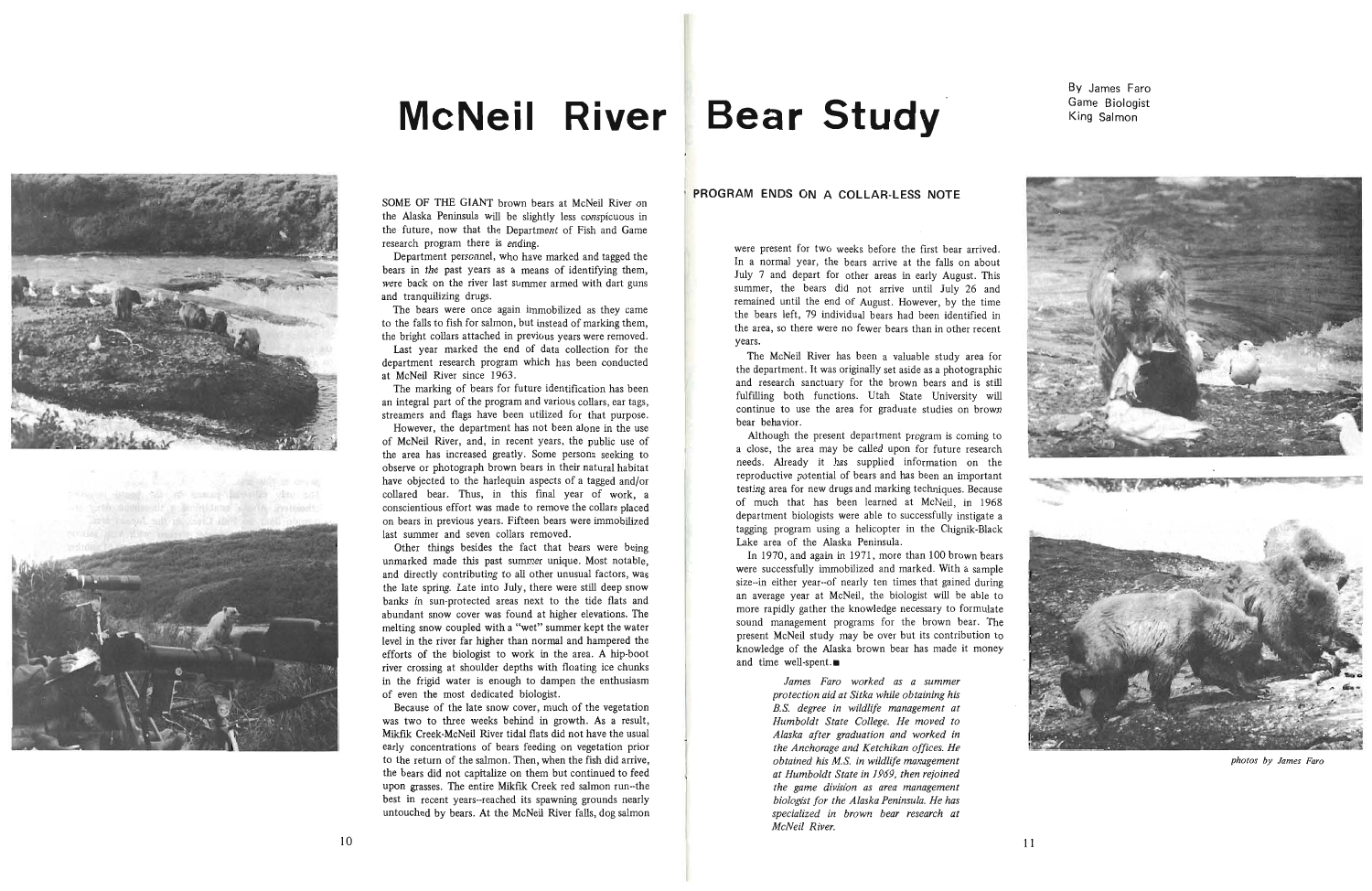# McNeil River Bear Study

By James Faro
Game Biologist
King Salmon

## PROGRAM ENDS ON A COLLAR-LESS NOTE

SOME OF THE GIANT brown bears at McNeil River on the Alaska Peninsula will be slightly less conspicuous in the future, now that the Department of Fish and Game research program there is ending.

Department personnel, who have marked and tagged the bears in the past years as a means of identifying them, were back on the river last summer armed with dart guns and tranquilizing drugs.

The bears were once again immobilized as they came to the falls to fish for salmon, but instead of marking them, the bright collars attached in previous years were removed.

Last year marked the end of data collection for the department research program which has been conducted at McNeil River since 1963.

The marking of bears for future identification has been an integral part of the program and various collars, ear tags, streamers and flags have been utilized for that purpose.

However, the department has not been alone in the use of McNeil River, and, in recent years, the public use of the area has increased greatly. Some persons seeking to observe or photograph brown bears in their natural habitat have objected to the harlequin aspects of a tagged and/or collared bear. Thus, in this final year of work, a conscientious effort was made to remove the collars placed on bears in previous years. Fifteen bears were immobilized last summer and seven collars removed.

Other things besides the fact that bears were being unmarked made this past summer unique. Most notable, and directly contributing to all other unusual factors, was the late spring. Late into July, there were still deep snow banks in sun-protected areas next to the tide flats and abundant snow cover was found at higher elevations. The melting snow coupled with a "wet" summer kept the water level in the river far higher than normal and hampered the efforts of the biologist to work in the area. A hip-boot river crossing at shoulder depths with floating ice chunks in the frigid water is enough to dampen the enthusiasm of even the most dedicated biologist.

Because of the late snow cover, much of the vegetation was two to three weeks behind in growth. As a result, Mikfik Creek-McNeil River tidal flats did not have the usual early concentrations of bears feeding on vegetation prior to the return of the salmon. Then, when the fish did arrive, the bears did not capitalize on them but continued to feed upon grasses. The entire Mikfik Creek red salmon run--the best in recent years--reached its spawning grounds nearly untouched by bears. At the McNeil River falls, dog salmon were present for two weeks before the first bear arrived. In a normal year, the bears arrive at the falls on about July 7 and depart for other areas in early August. This summer, the bears did not arrive until July 26 and remained until the end of August. However, by the time the bears left, 79 individual bears had been identified in the area, so there were no fewer bears than in other recent years.

The McNeil River has been a valuable study area for the department. It was originally set aside as a photographic and research sanctuary for the brown bears and is still fulfilling both functions. Utah State University will continue to use the area for graduate studies on brown bear behavior.

Although the present department program is coming to a close, the area may be called upon for future research needs. Already it has supplied information on the reproductive potential of bears and has been an important testing area for new drugs and marking techniques. Because of much that has been learned at McNeil, in 1968 department biologists were able to successfully instigate a tagging program using a helicopter in the Chignik-Black Lake area of the Alaska Peninsula.

In 1970, and again in 1971, more than 100 brown bears were successfully immobilized and marked. With a sample size--in either year--of nearly ten times that gained during an average year at McNeil, the biologist will be able to more rapidly gather the knowledge necessary to formulate sound management programs for the brown bear. The present McNeil study may be over but its contribution to knowledge of the Alaska brown bear has made it money and time well-spent. ■

*James Faro worked as a summer protection aid at Sitka while obtaining his B.S. degree in wildlife management at Humboldt State College. He moved to Alaska after graduation and worked in the Anchorage and Ketchikan offices. He obtained his M.S. in wildlife management at Humboldt State in 1969, then rejoined the game division as area management biologist for the Alaska Peninsula. He has specialized in brown bear research at McNeil River.*

*photos by James Faro*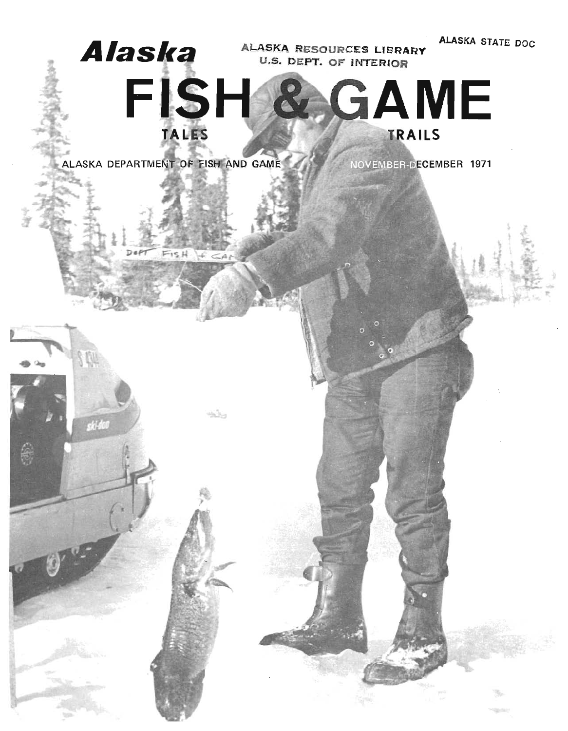ALASKA STATE DOC

ALASKA RESOURCES LIBRARY
U.S. DEPT. OF INTERIOR

# Alaska FISH & GAME

TALES TRAILS

ALASKA DEPARTMENT OF FISH AND GAME

NOVEMBER-DECEMBER 1971